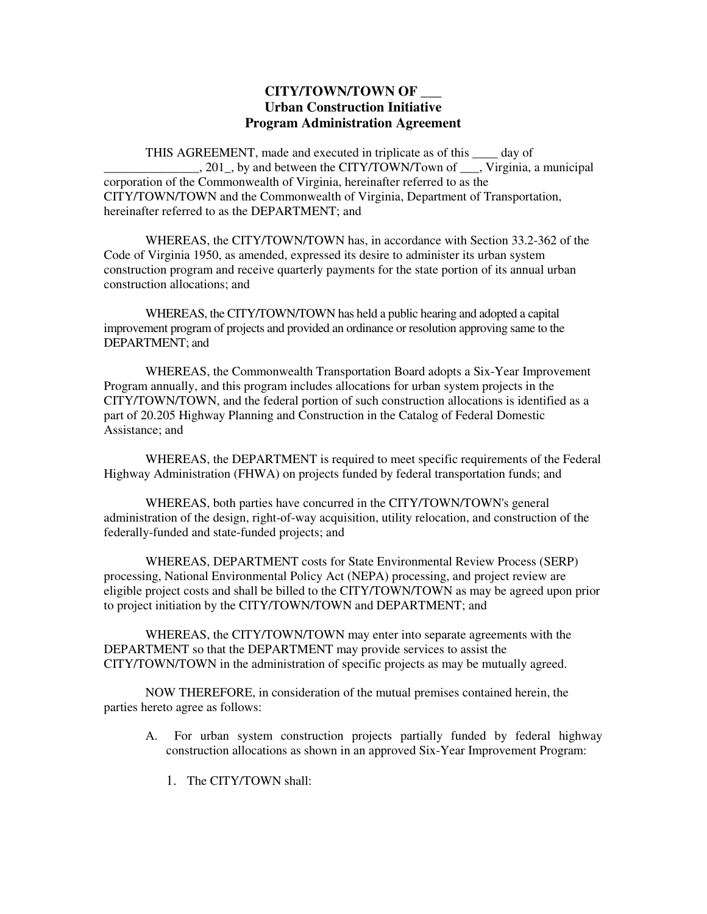**CITY/TOWN/TOWN OF ___**
**Urban Construction Initiative**
**Program Administration Agreement**

THIS AGREEMENT, made and executed in triplicate as of this ____ day of _______________, 201_, by and between the CITY/TOWN/Town of ___, Virginia, a municipal corporation of the Commonwealth of Virginia, hereinafter referred to as the CITY/TOWN/TOWN and the Commonwealth of Virginia, Department of Transportation, hereinafter referred to as the DEPARTMENT; and

WHEREAS, the CITY/TOWN/TOWN has, in accordance with Section 33.2-362 of the Code of Virginia 1950, as amended, expressed its desire to administer its urban system construction program and receive quarterly payments for the state portion of its annual urban construction allocations; and

WHEREAS, the CITY/TOWN/TOWN has held a public hearing and adopted a capital improvement program of projects and provided an ordinance or resolution approving same to the DEPARTMENT; and

WHEREAS, the Commonwealth Transportation Board adopts a Six-Year Improvement Program annually, and this program includes allocations for urban system projects in the CITY/TOWN/TOWN, and the federal portion of such construction allocations is identified as a part of 20.205 Highway Planning and Construction in the Catalog of Federal Domestic Assistance; and

WHEREAS, the DEPARTMENT is required to meet specific requirements of the Federal Highway Administration (FHWA) on projects funded by federal transportation funds; and

WHEREAS, both parties have concurred in the CITY/TOWN/TOWN's general administration of the design, right-of-way acquisition, utility relocation, and construction of the federally-funded and state-funded projects; and

WHEREAS, DEPARTMENT costs for State Environmental Review Process (SERP) processing, National Environmental Policy Act (NEPA) processing, and project review are eligible project costs and shall be billed to the CITY/TOWN/TOWN as may be agreed upon prior to project initiation by the CITY/TOWN/TOWN and DEPARTMENT; and

WHEREAS, the CITY/TOWN/TOWN may enter into separate agreements with the DEPARTMENT so that the DEPARTMENT may provide services to assist the CITY/TOWN/TOWN in the administration of specific projects as may be mutually agreed.

NOW THEREFORE, in consideration of the mutual premises contained herein, the parties hereto agree as follows:

A. For urban system construction projects partially funded by federal highway construction allocations as shown in an approved Six-Year Improvement Program:

   1. The CITY/TOWN shall: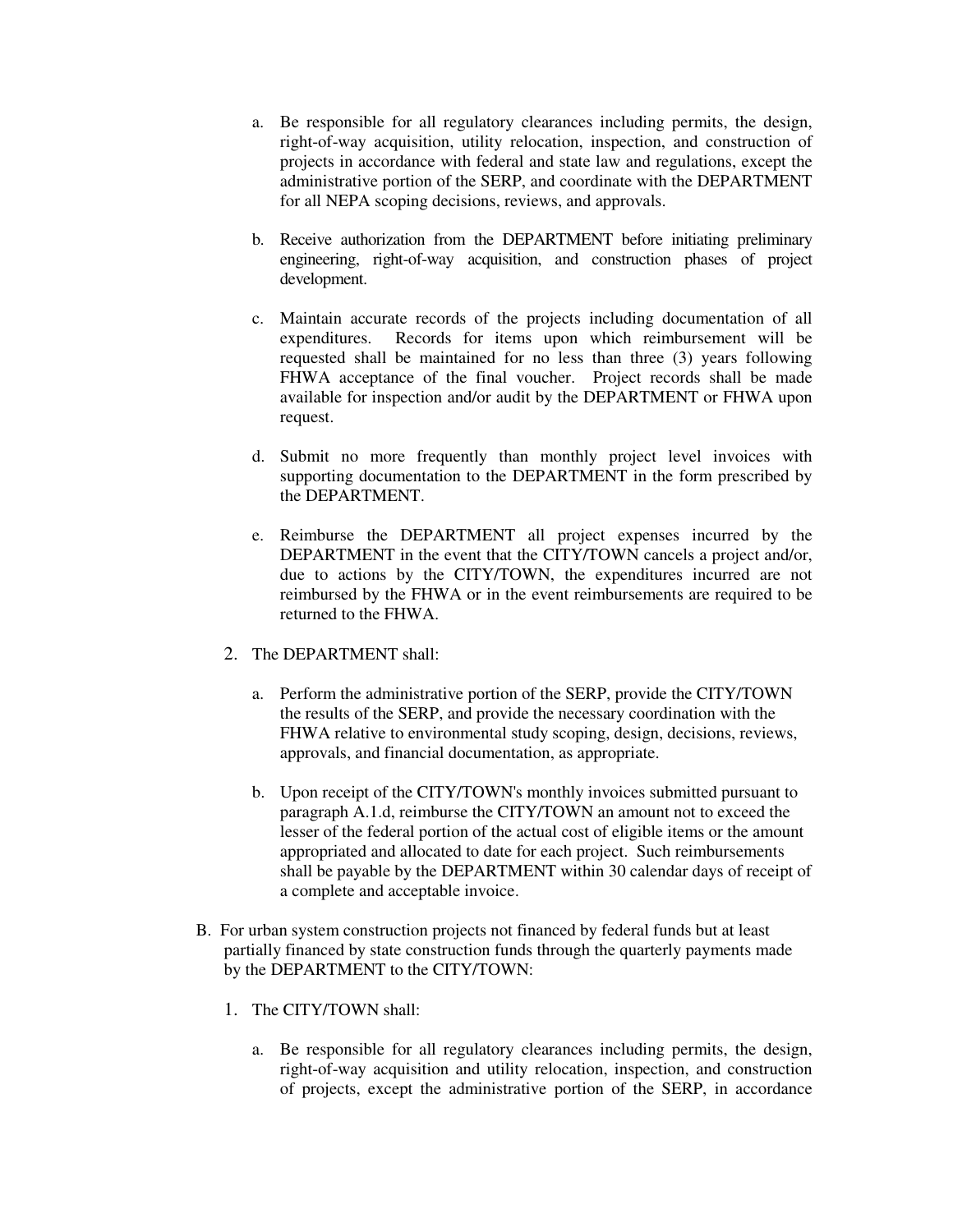a. Be responsible for all regulatory clearances including permits, the design, right-of-way acquisition, utility relocation, inspection, and construction of projects in accordance with federal and state law and regulations, except the administrative portion of the SERP, and coordinate with the DEPARTMENT for all NEPA scoping decisions, reviews, and approvals.

b. Receive authorization from the DEPARTMENT before initiating preliminary engineering, right-of-way acquisition, and construction phases of project development.

c. Maintain accurate records of the projects including documentation of all expenditures. Records for items upon which reimbursement will be requested shall be maintained for no less than three (3) years following FHWA acceptance of the final voucher. Project records shall be made available for inspection and/or audit by the DEPARTMENT or FHWA upon request.

d. Submit no more frequently than monthly project level invoices with supporting documentation to the DEPARTMENT in the form prescribed by the DEPARTMENT.

e. Reimburse the DEPARTMENT all project expenses incurred by the DEPARTMENT in the event that the CITY/TOWN cancels a project and/or, due to actions by the CITY/TOWN, the expenditures incurred are not reimbursed by the FHWA or in the event reimbursements are required to be returned to the FHWA.

2. The DEPARTMENT shall:

   a. Perform the administrative portion of the SERP, provide the CITY/TOWN the results of the SERP, and provide the necessary coordination with the FHWA relative to environmental study scoping, design, decisions, reviews, approvals, and financial documentation, as appropriate.

   b. Upon receipt of the CITY/TOWN's monthly invoices submitted pursuant to paragraph A.1.d, reimburse the CITY/TOWN an amount not to exceed the lesser of the federal portion of the actual cost of eligible items or the amount appropriated and allocated to date for each project. Such reimbursements shall be payable by the DEPARTMENT within 30 calendar days of receipt of a complete and acceptable invoice.

B. For urban system construction projects not financed by federal funds but at least partially financed by state construction funds through the quarterly payments made by the DEPARTMENT to the CITY/TOWN:

1. The CITY/TOWN shall:

   a. Be responsible for all regulatory clearances including permits, the design, right-of-way acquisition and utility relocation, inspection, and construction of projects, except the administrative portion of the SERP, in accordance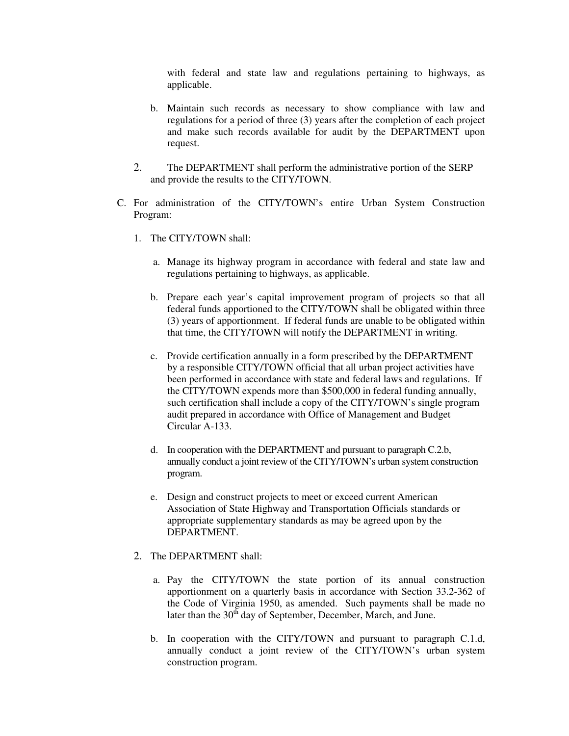with federal and state law and regulations pertaining to highways, as applicable.

b. Maintain such records as necessary to show compliance with law and regulations for a period of three (3) years after the completion of each project and make such records available for audit by the DEPARTMENT upon request.

2. The DEPARTMENT shall perform the administrative portion of the SERP and provide the results to the CITY/TOWN.

C. For administration of the CITY/TOWN's entire Urban System Construction Program:

1. The CITY/TOWN shall:

a. Manage its highway program in accordance with federal and state law and regulations pertaining to highways, as applicable.

b. Prepare each year's capital improvement program of projects so that all federal funds apportioned to the CITY/TOWN shall be obligated within three (3) years of apportionment. If federal funds are unable to be obligated within that time, the CITY/TOWN will notify the DEPARTMENT in writing.

c. Provide certification annually in a form prescribed by the DEPARTMENT by a responsible CITY/TOWN official that all urban project activities have been performed in accordance with state and federal laws and regulations. If the CITY/TOWN expends more than $500,000 in federal funding annually, such certification shall include a copy of the CITY/TOWN's single program audit prepared in accordance with Office of Management and Budget Circular A-133.

d. In cooperation with the DEPARTMENT and pursuant to paragraph C.2.b, annually conduct a joint review of the CITY/TOWN's urban system construction program.

e. Design and construct projects to meet or exceed current American Association of State Highway and Transportation Officials standards or appropriate supplementary standards as may be agreed upon by the DEPARTMENT.

2. The DEPARTMENT shall:

a. Pay the CITY/TOWN the state portion of its annual construction apportionment on a quarterly basis in accordance with Section 33.2-362 of the Code of Virginia 1950, as amended. Such payments shall be made no later than the 30th day of September, December, March, and June.

b. In cooperation with the CITY/TOWN and pursuant to paragraph C.1.d, annually conduct a joint review of the CITY/TOWN's urban system construction program.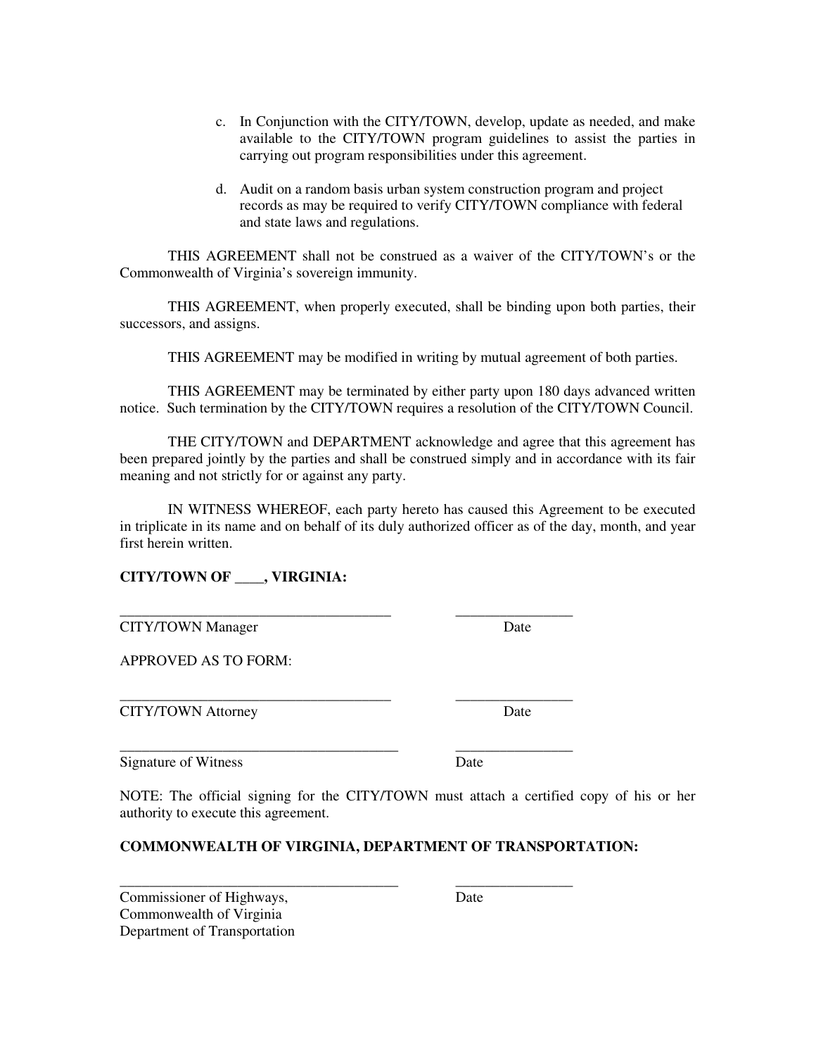c. In Conjunction with the CITY/TOWN, develop, update as needed, and make available to the CITY/TOWN program guidelines to assist the parties in carrying out program responsibilities under this agreement.

d. Audit on a random basis urban system construction program and project records as may be required to verify CITY/TOWN compliance with federal and state laws and regulations.

THIS AGREEMENT shall not be construed as a waiver of the CITY/TOWN's or the Commonwealth of Virginia's sovereign immunity.

THIS AGREEMENT, when properly executed, shall be binding upon both parties, their successors, and assigns.

THIS AGREEMENT may be modified in writing by mutual agreement of both parties.

THIS AGREEMENT may be terminated by either party upon 180 days advanced written notice. Such termination by the CITY/TOWN requires a resolution of the CITY/TOWN Council.

THE CITY/TOWN and DEPARTMENT acknowledge and agree that this agreement has been prepared jointly by the parties and shall be construed simply and in accordance with its fair meaning and not strictly for or against any party.

IN WITNESS WHEREOF, each party hereto has caused this Agreement to be executed in triplicate in its name and on behalf of its duly authorized officer as of the day, month, and year first herein written.

**CITY/TOWN OF ____, VIRGINIA:**

______________________________________ ________________

CITY/TOWN Manager Date

APPROVED AS TO FORM:

______________________________________ ________________

CITY/TOWN Attorney Date

______________________________________ ________________

Signature of Witness Date

NOTE: The official signing for the CITY/TOWN must attach a certified copy of his or her authority to execute this agreement.

**COMMONWEALTH OF VIRGINIA, DEPARTMENT OF TRANSPORTATION:**

______________________________________ ________________

Commissioner of Highways, Date
Commonwealth of Virginia
Department of Transportation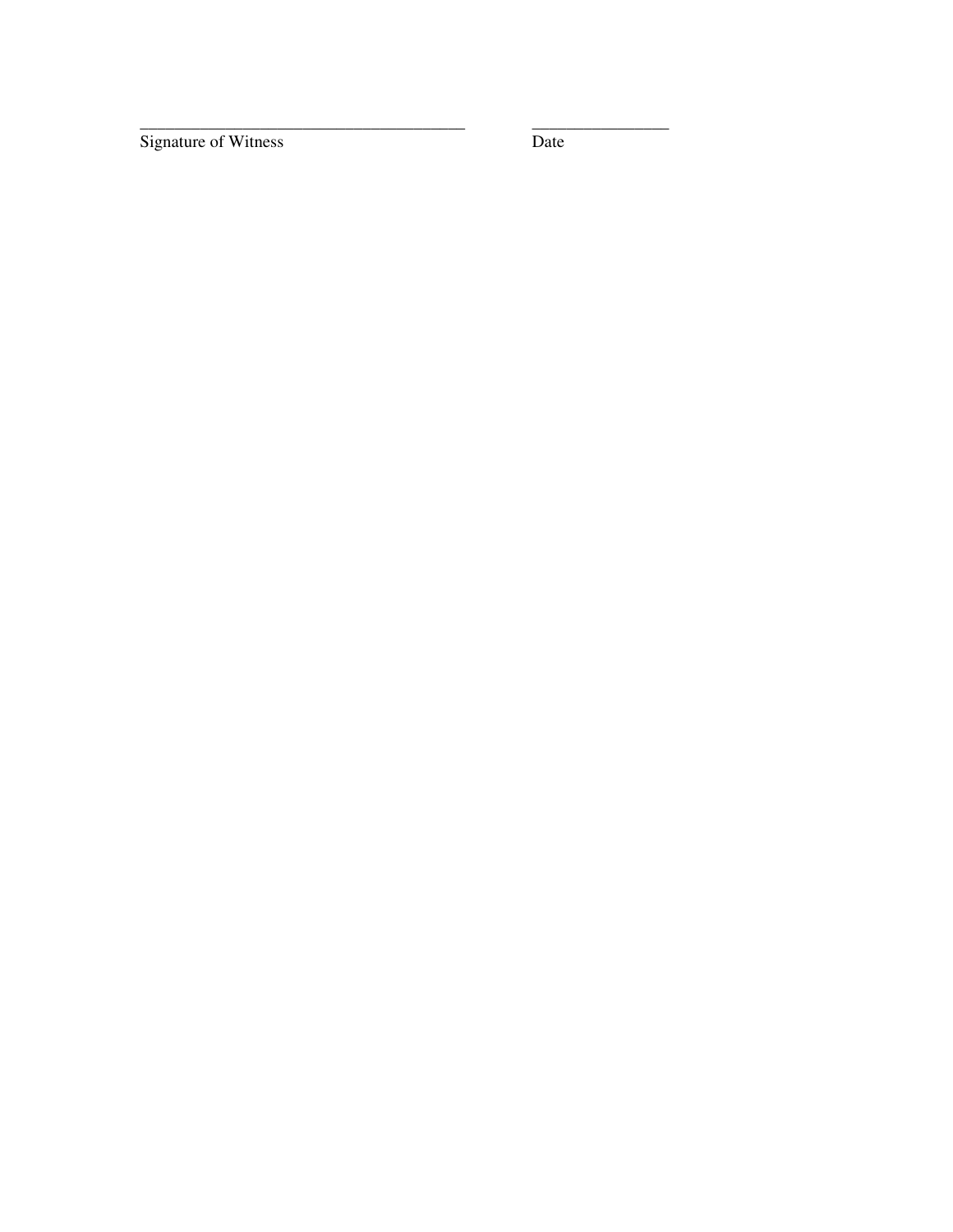\_\_\_\_\_\_\_\_\_\_\_\_\_\_\_\_\_\_\_\_\_\_\_\_\_\_\_\_\_\_\_\_\_\_\_\_\_\_\_ \_\_\_\_\_\_\_\_\_\_\_\_\_\_\_\_\_

Signature of Witness Date